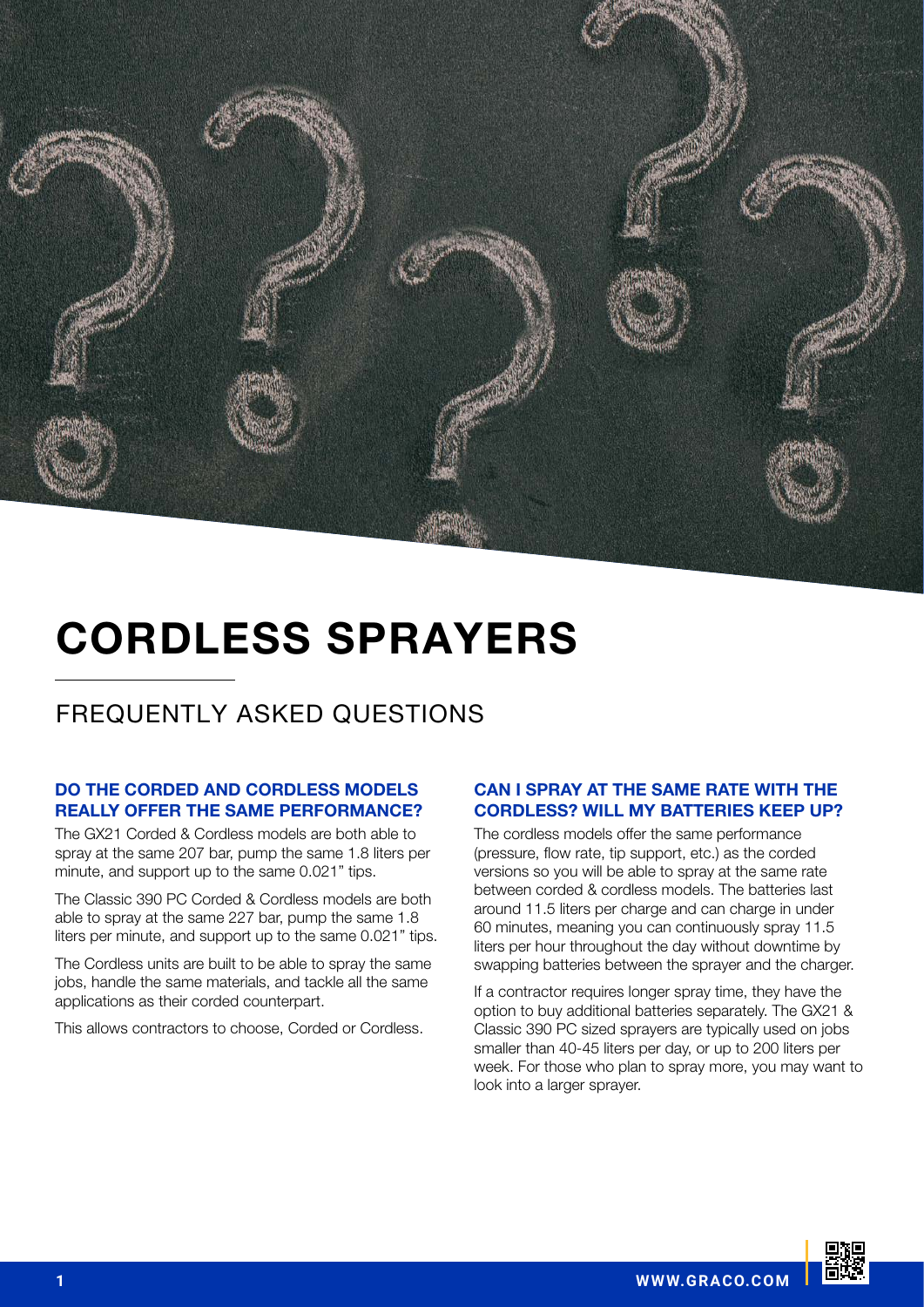# CORDLESS SPRAYERS

## FREQUENTLY ASKED QUESTIONS

### DO THE CORDED AND CORDLESS MODELS REALLY OFFER THE SAME PERFORMANCE?

The GX21 Corded & Cordless models are both able to spray at the same 207 bar, pump the same 1.8 liters per minute, and support up to the same 0.021" tips.

The Classic 390 PC Corded & Cordless models are both able to spray at the same 227 bar, pump the same 1.8 liters per minute, and support up to the same 0.021" tips.

The Cordless units are built to be able to spray the same jobs, handle the same materials, and tackle all the same applications as their corded counterpart.

This allows contractors to choose, Corded or Cordless.

### CAN I SPRAY AT THE SAME RATE WITH THE CORDLESS? WILL MY BATTERIES KEEP UP?

The cordless models offer the same performance (pressure, flow rate, tip support, etc.) as the corded versions so you will be able to spray at the same rate between corded & cordless models. The batteries last around 11.5 liters per charge and can charge in under 60 minutes, meaning you can continuously spray 11.5 liters per hour throughout the day without downtime by swapping batteries between the sprayer and the charger.

If a contractor requires longer spray time, they have the option to buy additional batteries separately. The GX21 & Classic 390 PC sized sprayers are typically used on jobs smaller than 40-45 liters per day, or up to 200 liters per week. For those who plan to spray more, you may want to look into a larger sprayer.

WWW.GRACO.COM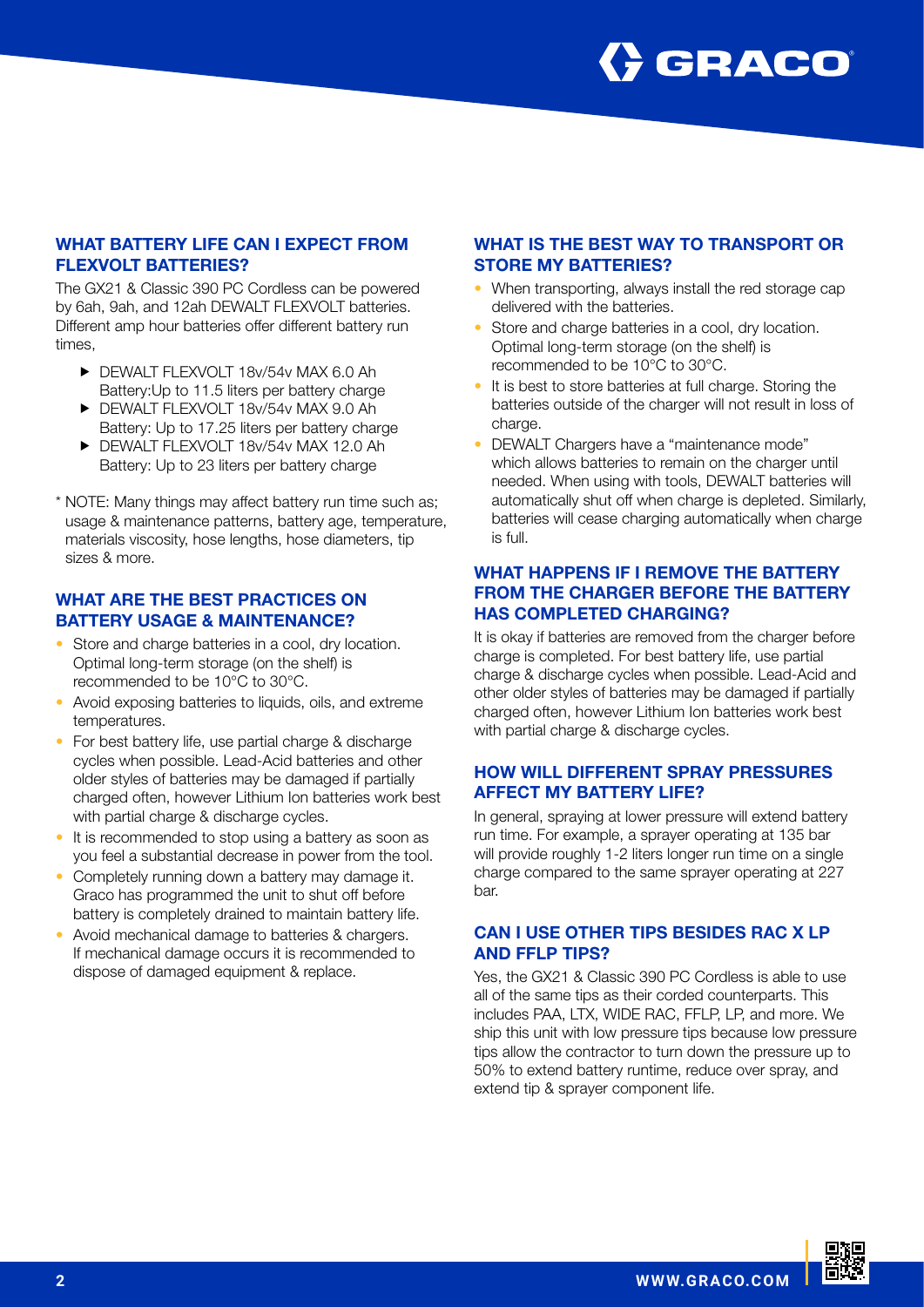## WHAT BATTERY LIFE CAN I EXPECT FROM FLEXVOLT BATTERIES?

The GX21 & Classic 390 PC Cordless can be powered by 6ah, 9ah, and 12ah DEWALT FLEXVOLT batteries. Different amp hour batteries offer different battery run times,

- DEWALT FLEXVOLT 18v/54v MAX 6.0 Ah Battery:Up to 11.5 liters per battery charge
- DEWALT FLEXVOLT 18v/54v MAX 9.0 Ah Battery: Up to 17.25 liters per battery charge
- DEWALT FLEXVOLT 18v/54v MAX 12.0 Ah Battery: Up to 23 liters per battery charge

* NOTE: Many things may affect battery run time such as; usage & maintenance patterns, battery age, temperature, materials viscosity, hose lengths, hose diameters, tip sizes & more.

## WHAT ARE THE BEST PRACTICES ON BATTERY USAGE & MAINTENANCE?

- Store and charge batteries in a cool, dry location. Optimal long-term storage (on the shelf) is recommended to be 10°C to 30°C.
- Avoid exposing batteries to liquids, oils, and extreme temperatures.
- For best battery life, use partial charge & discharge cycles when possible. Lead-Acid batteries and other older styles of batteries may be damaged if partially charged often, however Lithium Ion batteries work best with partial charge & discharge cycles.
- It is recommended to stop using a battery as soon as you feel a substantial decrease in power from the tool.
- Completely running down a battery may damage it. Graco has programmed the unit to shut off before battery is completely drained to maintain battery life.
- Avoid mechanical damage to batteries & chargers. If mechanical damage occurs it is recommended to dispose of damaged equipment & replace.

## WHAT IS THE BEST WAY TO TRANSPORT OR STORE MY BATTERIES?

- When transporting, always install the red storage cap delivered with the batteries.
- Store and charge batteries in a cool, dry location. Optimal long-term storage (on the shelf) is recommended to be 10°C to 30°C.
- It is best to store batteries at full charge. Storing the batteries outside of the charger will not result in loss of charge.
- DEWALT Chargers have a "maintenance mode" which allows batteries to remain on the charger until needed. When using with tools, DEWALT batteries will automatically shut off when charge is depleted. Similarly, batteries will cease charging automatically when charge is full.

## WHAT HAPPENS IF I REMOVE THE BATTERY FROM THE CHARGER BEFORE THE BATTERY HAS COMPLETED CHARGING?

It is okay if batteries are removed from the charger before charge is completed. For best battery life, use partial charge & discharge cycles when possible. Lead-Acid and other older styles of batteries may be damaged if partially charged often, however Lithium Ion batteries work best with partial charge & discharge cycles.

## HOW WILL DIFFERENT SPRAY PRESSURES AFFECT MY BATTERY LIFE?

In general, spraying at lower pressure will extend battery run time. For example, a sprayer operating at 135 bar will provide roughly 1-2 liters longer run time on a single charge compared to the same sprayer operating at 227 bar.

## CAN I USE OTHER TIPS BESIDES RAC X LP AND FFLP TIPS?

Yes, the GX21 & Classic 390 PC Cordless is able to use all of the same tips as their corded counterparts. This includes PAA, LTX, WIDE RAC, FFLP, LP, and more. We ship this unit with low pressure tips because low pressure tips allow the contractor to turn down the pressure up to 50% to extend battery runtime, reduce over spray, and extend tip & sprayer component life.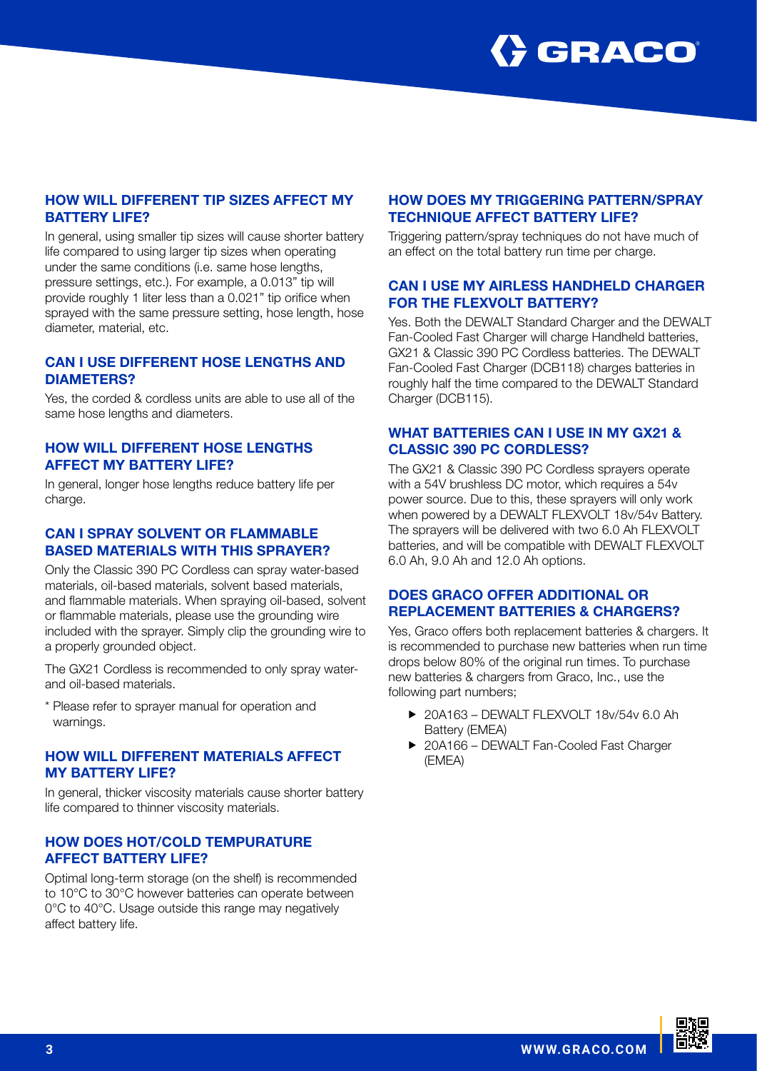## HOW WILL DIFFERENT TIP SIZES AFFECT MY BATTERY LIFE?

In general, using smaller tip sizes will cause shorter battery life compared to using larger tip sizes when operating under the same conditions (i.e. same hose lengths, pressure settings, etc.). For example, a 0.013" tip will provide roughly 1 liter less than a 0.021" tip orifice when sprayed with the same pressure setting, hose length, hose diameter, material, etc.

## CAN I USE DIFFERENT HOSE LENGTHS AND DIAMETERS?

Yes, the corded & cordless units are able to use all of the same hose lengths and diameters.

## HOW WILL DIFFERENT HOSE LENGTHS AFFECT MY BATTERY LIFE?

In general, longer hose lengths reduce battery life per charge.

## CAN I SPRAY SOLVENT OR FLAMMABLE BASED MATERIALS WITH THIS SPRAYER?

Only the Classic 390 PC Cordless can spray water-based materials, oil-based materials, solvent based materials, and flammable materials. When spraying oil-based, solvent or flammable materials, please use the grounding wire included with the sprayer. Simply clip the grounding wire to a properly grounded object.

The GX21 Cordless is recommended to only spray water- and oil-based materials.

* Please refer to sprayer manual for operation and warnings.

## HOW WILL DIFFERENT MATERIALS AFFECT MY BATTERY LIFE?

In general, thicker viscosity materials cause shorter battery life compared to thinner viscosity materials.

## HOW DOES HOT/COLD TEMPURATURE AFFECT BATTERY LIFE?

Optimal long-term storage (on the shelf) is recommended to 10°C to 30°C however batteries can operate between 0°C to 40°C. Usage outside this range may negatively affect battery life.

## HOW DOES MY TRIGGERING PATTERN/SPRAY TECHNIQUE AFFECT BATTERY LIFE?

Triggering pattern/spray techniques do not have much of an effect on the total battery run time per charge.

## CAN I USE MY AIRLESS HANDHELD CHARGER FOR THE FLEXVOLT BATTERY?

Yes. Both the DEWALT Standard Charger and the DEWALT Fan-Cooled Fast Charger will charge Handheld batteries, GX21 & Classic 390 PC Cordless batteries. The DEWALT Fan-Cooled Fast Charger (DCB118) charges batteries in roughly half the time compared to the DEWALT Standard Charger (DCB115).

## WHAT BATTERIES CAN I USE IN MY GX21 & CLASSIC 390 PC CORDLESS?

The GX21 & Classic 390 PC Cordless sprayers operate with a 54V brushless DC motor, which requires a 54v power source. Due to this, these sprayers will only work when powered by a DEWALT FLEXVOLT 18v/54v Battery. The sprayers will be delivered with two 6.0 Ah FLEXVOLT batteries, and will be compatible with DEWALT FLEXVOLT 6.0 Ah, 9.0 Ah and 12.0 Ah options.

## DOES GRACO OFFER ADDITIONAL OR REPLACEMENT BATTERIES & CHARGERS?

Yes, Graco offers both replacement batteries & chargers. It is recommended to purchase new batteries when run time drops below 80% of the original run times. To purchase new batteries & chargers from Graco, Inc., use the following part numbers;

- 20A163 – DEWALT FLEXVOLT 18v/54v 6.0 Ah Battery (EMEA)
- 20A166 – DEWALT Fan-Cooled Fast Charger (EMEA)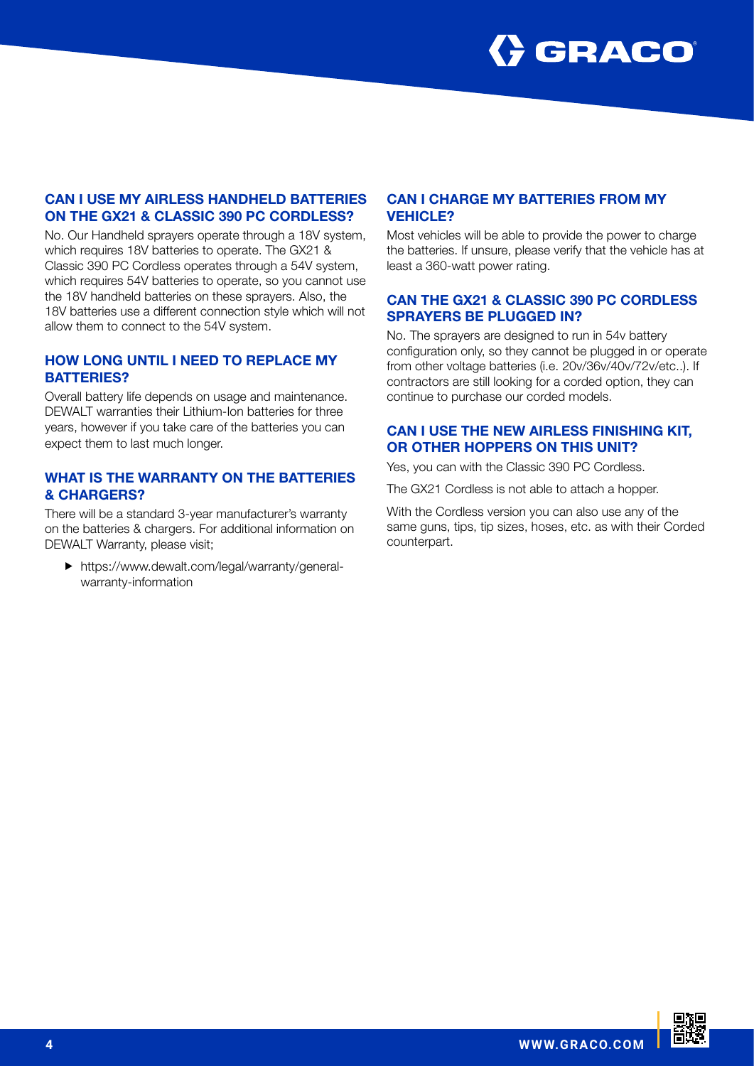### CAN I USE MY AIRLESS HANDHELD BATTERIES ON THE GX21 & CLASSIC 390 PC CORDLESS?

No. Our Handheld sprayers operate through a 18V system, which requires 18V batteries to operate. The GX21 & Classic 390 PC Cordless operates through a 54V system, which requires 54V batteries to operate, so you cannot use the 18V handheld batteries on these sprayers. Also, the 18V batteries use a different connection style which will not allow them to connect to the 54V system.

### HOW LONG UNTIL I NEED TO REPLACE MY BATTERIES?

Overall battery life depends on usage and maintenance. DEWALT warranties their Lithium-Ion batteries for three years, however if you take care of the batteries you can expect them to last much longer.

### WHAT IS THE WARRANTY ON THE BATTERIES & CHARGERS?

There will be a standard 3-year manufacturer's warranty on the batteries & chargers. For additional information on DEWALT Warranty, please visit;

- https://www.dewalt.com/legal/warranty/general-warranty-information

### CAN I CHARGE MY BATTERIES FROM MY VEHICLE?

Most vehicles will be able to provide the power to charge the batteries. If unsure, please verify that the vehicle has at least a 360-watt power rating.

### CAN THE GX21 & CLASSIC 390 PC CORDLESS SPRAYERS BE PLUGGED IN?

No. The sprayers are designed to run in 54v battery configuration only, so they cannot be plugged in or operate from other voltage batteries (i.e. 20v/36v/40v/72v/etc..). If contractors are still looking for a corded option, they can continue to purchase our corded models.

### CAN I USE THE NEW AIRLESS FINISHING KIT, OR OTHER HOPPERS ON THIS UNIT?

Yes, you can with the Classic 390 PC Cordless.

The GX21 Cordless is not able to attach a hopper.

With the Cordless version you can also use any of the same guns, tips, tip sizes, hoses, etc. as with their Corded counterpart.